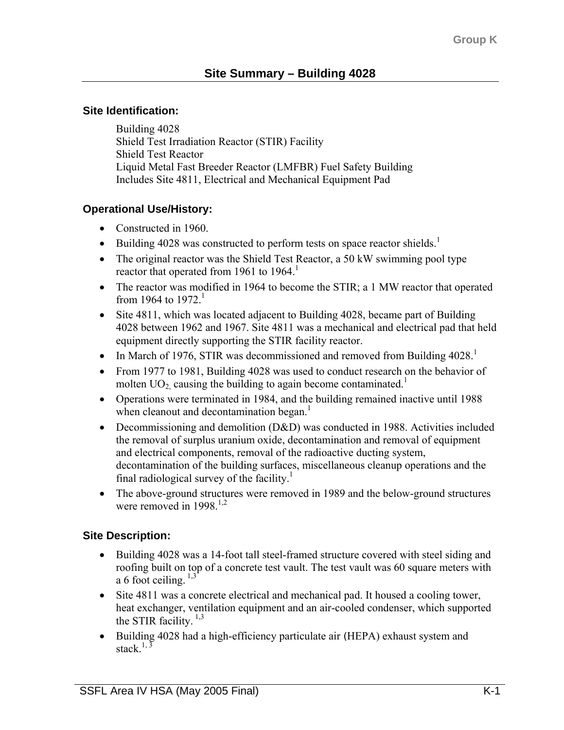# Site Summary – Building 4028

## Site Identification:

Building 4028
Shield Test Irradiation Reactor (STIR) Facility
Shield Test Reactor
Liquid Metal Fast Breeder Reactor (LMFBR) Fuel Safety Building
Includes Site 4811, Electrical and Mechanical Equipment Pad

## Operational Use/History:

- Constructed in 1960.
- Building 4028 was constructed to perform tests on space reactor shields.[1]
- The original reactor was the Shield Test Reactor, a 50 kW swimming pool type reactor that operated from 1961 to 1964.[1]
- The reactor was modified in 1964 to become the STIR; a 1 MW reactor that operated from 1964 to 1972.[1]
- Site 4811, which was located adjacent to Building 4028, became part of Building 4028 between 1962 and 1967. Site 4811 was a mechanical and electrical pad that held equipment directly supporting the STIR facility reactor.
- In March of 1976, STIR was decommissioned and removed from Building 4028.[1]
- From 1977 to 1981, Building 4028 was used to conduct research on the behavior of molten $UO_2$, causing the building to again become contaminated.[1]
- Operations were terminated in 1984, and the building remained inactive until 1988 when cleanout and decontamination began.[1]
- Decommissioning and demolition (D&D) was conducted in 1988. Activities included the removal of surplus uranium oxide, decontamination and removal of equipment and electrical components, removal of the radioactive ducting system, decontamination of the building surfaces, miscellaneous cleanup operations and the final radiological survey of the facility.[1]
- The above-ground structures were removed in 1989 and the below-ground structures were removed in 1998.[1,2]

## Site Description:

- Building 4028 was a 14-foot tall steel-framed structure covered with steel siding and roofing built on top of a concrete test vault. The test vault was 60 square meters with a 6 foot ceiling.[1,3]
- Site 4811 was a concrete electrical and mechanical pad. It housed a cooling tower, heat exchanger, ventilation equipment and an air-cooled condenser, which supported the STIR facility.[1,3]
- Building 4028 had a high-efficiency particulate air (HEPA) exhaust system and stack.[1,3]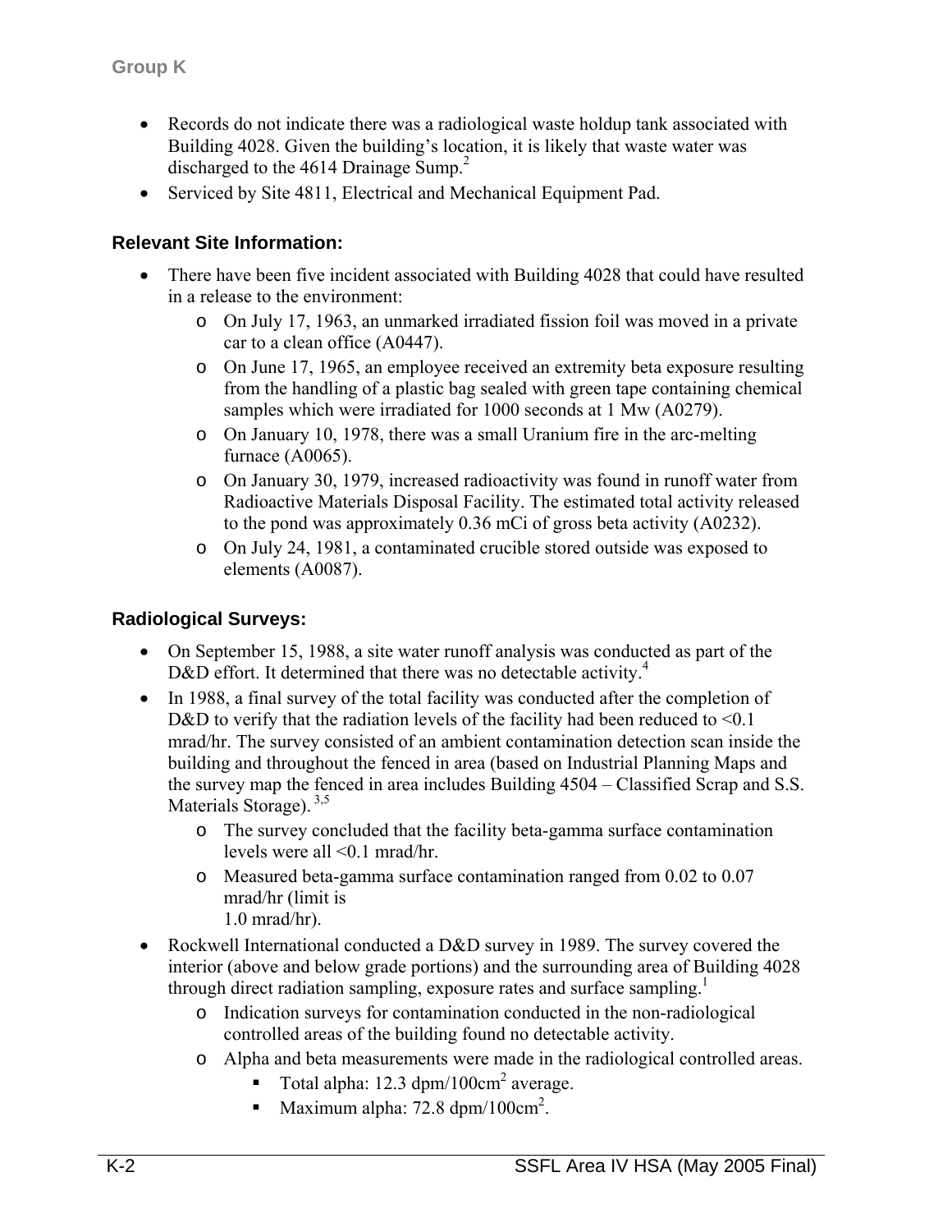- Records do not indicate there was a radiological waste holdup tank associated with Building 4028. Given the building's location, it is likely that waste water was discharged to the 4614 Drainage Sump.[2]
- Serviced by Site 4811, Electrical and Mechanical Equipment Pad.

### Relevant Site Information:

- There have been five incident associated with Building 4028 that could have resulted in a release to the environment:
  - On July 17, 1963, an unmarked irradiated fission foil was moved in a private car to a clean office (A0447).
  - On June 17, 1965, an employee received an extremity beta exposure resulting from the handling of a plastic bag sealed with green tape containing chemical samples which were irradiated for 1000 seconds at 1 Mw (A0279).
  - On January 10, 1978, there was a small Uranium fire in the arc-melting furnace (A0065).
  - On January 30, 1979, increased radioactivity was found in runoff water from Radioactive Materials Disposal Facility. The estimated total activity released to the pond was approximately 0.36 mCi of gross beta activity (A0232).
  - On July 24, 1981, a contaminated crucible stored outside was exposed to elements (A0087).

### Radiological Surveys:

- On September 15, 1988, a site water runoff analysis was conducted as part of the D&D effort. It determined that there was no detectable activity.[4]
- In 1988, a final survey of the total facility was conducted after the completion of D&D to verify that the radiation levels of the facility had been reduced to <0.1 mrad/hr. The survey consisted of an ambient contamination detection scan inside the building and throughout the fenced in area (based on Industrial Planning Maps and the survey map the fenced in area includes Building 4504 – Classified Scrap and S.S. Materials Storage).[3,5]
  - The survey concluded that the facility beta-gamma surface contamination levels were all <0.1 mrad/hr.
  - Measured beta-gamma surface contamination ranged from 0.02 to 0.07 mrad/hr (limit is 1.0 mrad/hr).
- Rockwell International conducted a D&D survey in 1989. The survey covered the interior (above and below grade portions) and the surrounding area of Building 4028 through direct radiation sampling, exposure rates and surface sampling.[1]
  - Indication surveys for contamination conducted in the non-radiological controlled areas of the building found no detectable activity.
  - Alpha and beta measurements were made in the radiological controlled areas.
    - Total alpha: 12.3 dpm/100cm$^2$ average.
    - Maximum alpha: 72.8 dpm/100cm$^2$.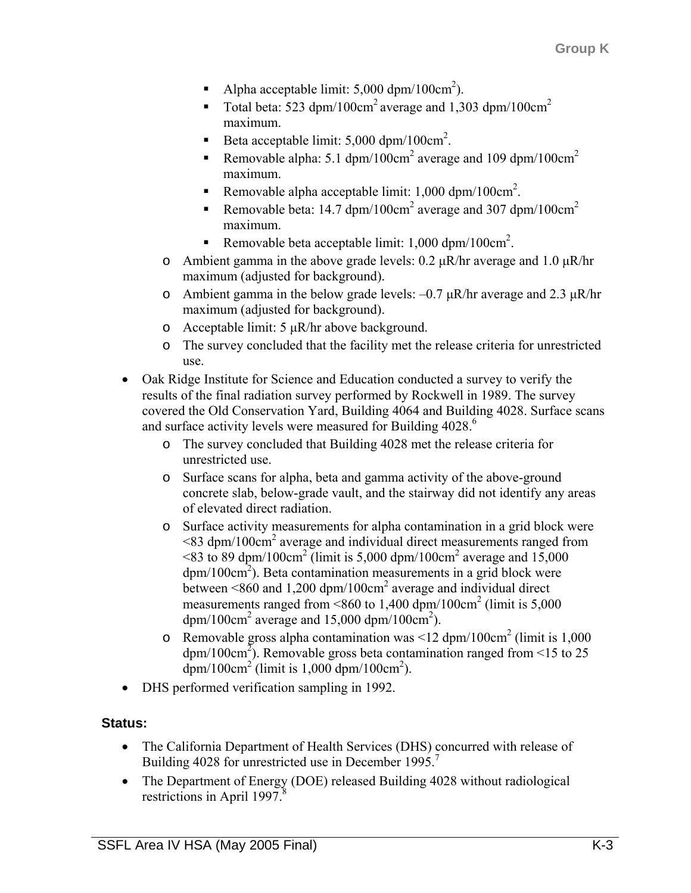- Alpha acceptable limit: 5,000 dpm/100cm$^2$).
        - Total beta: 523 dpm/100cm$^2$ average and 1,303 dpm/100cm$^2$ maximum.
        - Beta acceptable limit: 5,000 dpm/100cm$^2$.
        - Removable alpha: 5.1 dpm/100cm$^2$ average and 109 dpm/100cm$^2$ maximum.
        - Removable alpha acceptable limit: 1,000 dpm/100cm$^2$.
        - Removable beta: 14.7 dpm/100cm$^2$ average and 307 dpm/100cm$^2$ maximum.
        - Removable beta acceptable limit: 1,000 dpm/100cm$^2$.
    - Ambient gamma in the above grade levels: 0.2 μR/hr average and 1.0 μR/hr maximum (adjusted for background).
    - Ambient gamma in the below grade levels: –0.7 μR/hr average and 2.3 μR/hr maximum (adjusted for background).
    - Acceptable limit: 5 μR/hr above background.
    - The survey concluded that the facility met the release criteria for unrestricted use.
- Oak Ridge Institute for Science and Education conducted a survey to verify the results of the final radiation survey performed by Rockwell in 1989. The survey covered the Old Conservation Yard, Building 4064 and Building 4028. Surface scans and surface activity levels were measured for Building 4028.[6]
    - The survey concluded that Building 4028 met the release criteria for unrestricted use.
    - Surface scans for alpha, beta and gamma activity of the above-ground concrete slab, below-grade vault, and the stairway did not identify any areas of elevated direct radiation.
    - Surface activity measurements for alpha contamination in a grid block were <83 dpm/100cm$^2$ average and individual direct measurements ranged from <83 to 89 dpm/100cm$^2$ (limit is 5,000 dpm/100cm$^2$ average and 15,000 dpm/100cm$^2$). Beta contamination measurements in a grid block were between <860 and 1,200 dpm/100cm$^2$ average and individual direct measurements ranged from <860 to 1,400 dpm/100cm$^2$ (limit is 5,000 dpm/100cm$^2$ average and 15,000 dpm/100cm$^2$).
    - Removable gross alpha contamination was <12 dpm/100cm$^2$ (limit is 1,000 dpm/100cm$^2$). Removable gross beta contamination ranged from <15 to 25 dpm/100cm$^2$ (limit is 1,000 dpm/100cm$^2$).
- DHS performed verification sampling in 1992.

**Status:**

- The California Department of Health Services (DHS) concurred with release of Building 4028 for unrestricted use in December 1995.[7]
- The Department of Energy (DOE) released Building 4028 without radiological restrictions in April 1997.[8]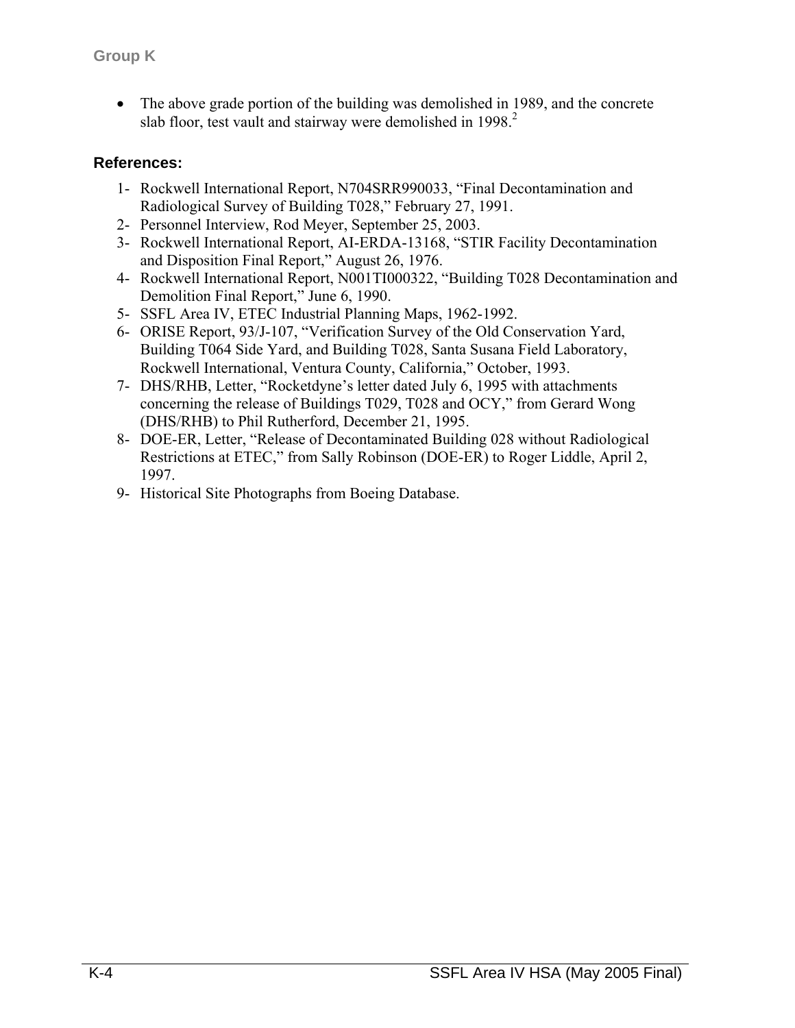- The above grade portion of the building was demolished in 1989, and the concrete slab floor, test vault and stairway were demolished in 1998.[2]

## References:

1- Rockwell International Report, N704SRR990033, "Final Decontamination and Radiological Survey of Building T028," February 27, 1991.
2- Personnel Interview, Rod Meyer, September 25, 2003.
3- Rockwell International Report, AI-ERDA-13168, "STIR Facility Decontamination and Disposition Final Report," August 26, 1976.
4- Rockwell International Report, N001TI000322, "Building T028 Decontamination and Demolition Final Report," June 6, 1990.
5- SSFL Area IV, ETEC Industrial Planning Maps, 1962-1992.
6- ORISE Report, 93/J-107, "Verification Survey of the Old Conservation Yard, Building T064 Side Yard, and Building T028, Santa Susana Field Laboratory, Rockwell International, Ventura County, California," October, 1993.
7- DHS/RHB, Letter, "Rocketdyne's letter dated July 6, 1995 with attachments concerning the release of Buildings T029, T028 and OCY," from Gerard Wong (DHS/RHB) to Phil Rutherford, December 21, 1995.
8- DOE-ER, Letter, "Release of Decontaminated Building 028 without Radiological Restrictions at ETEC," from Sally Robinson (DOE-ER) to Roger Liddle, April 2, 1997.
9- Historical Site Photographs from Boeing Database.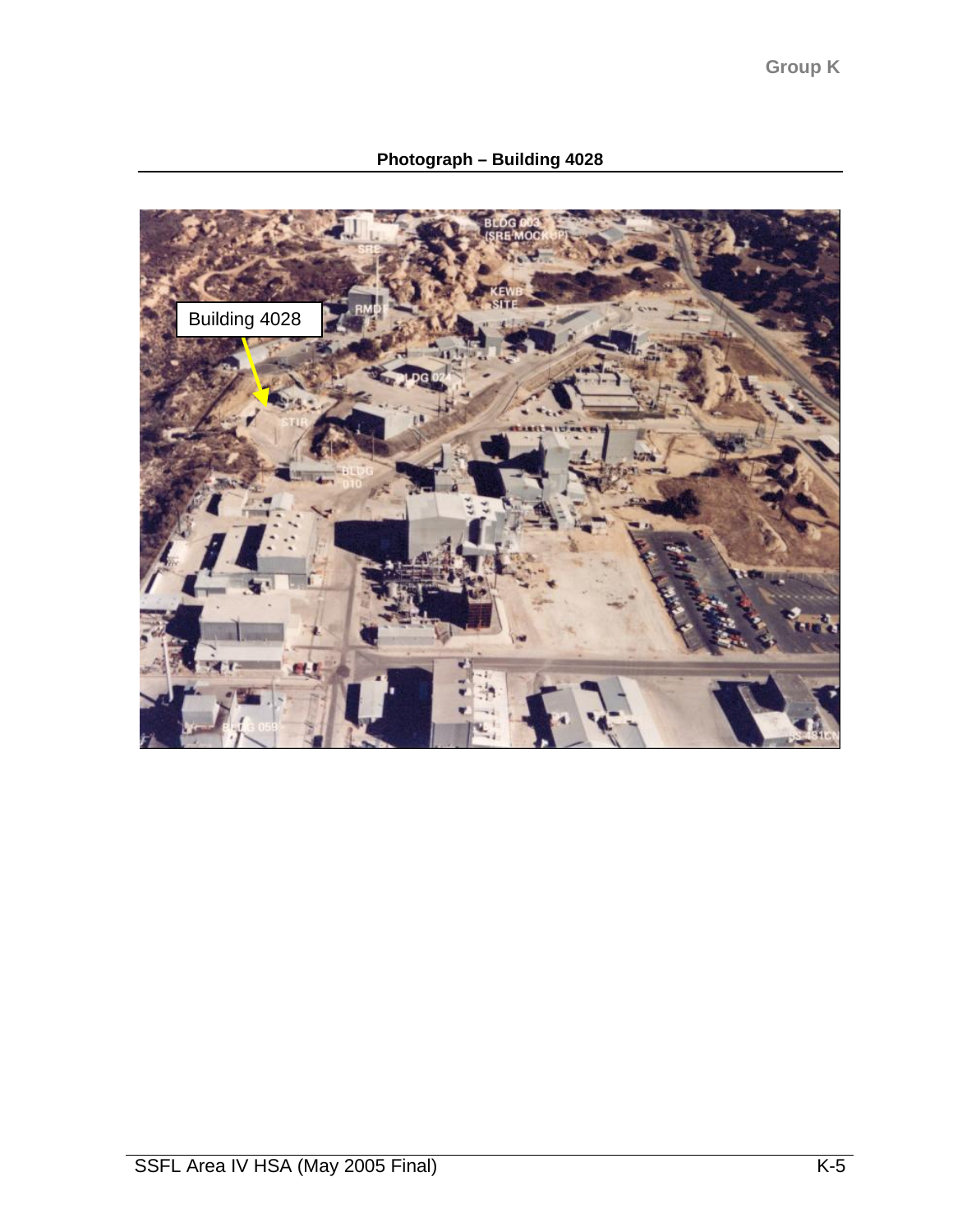**Photograph – Building 4028**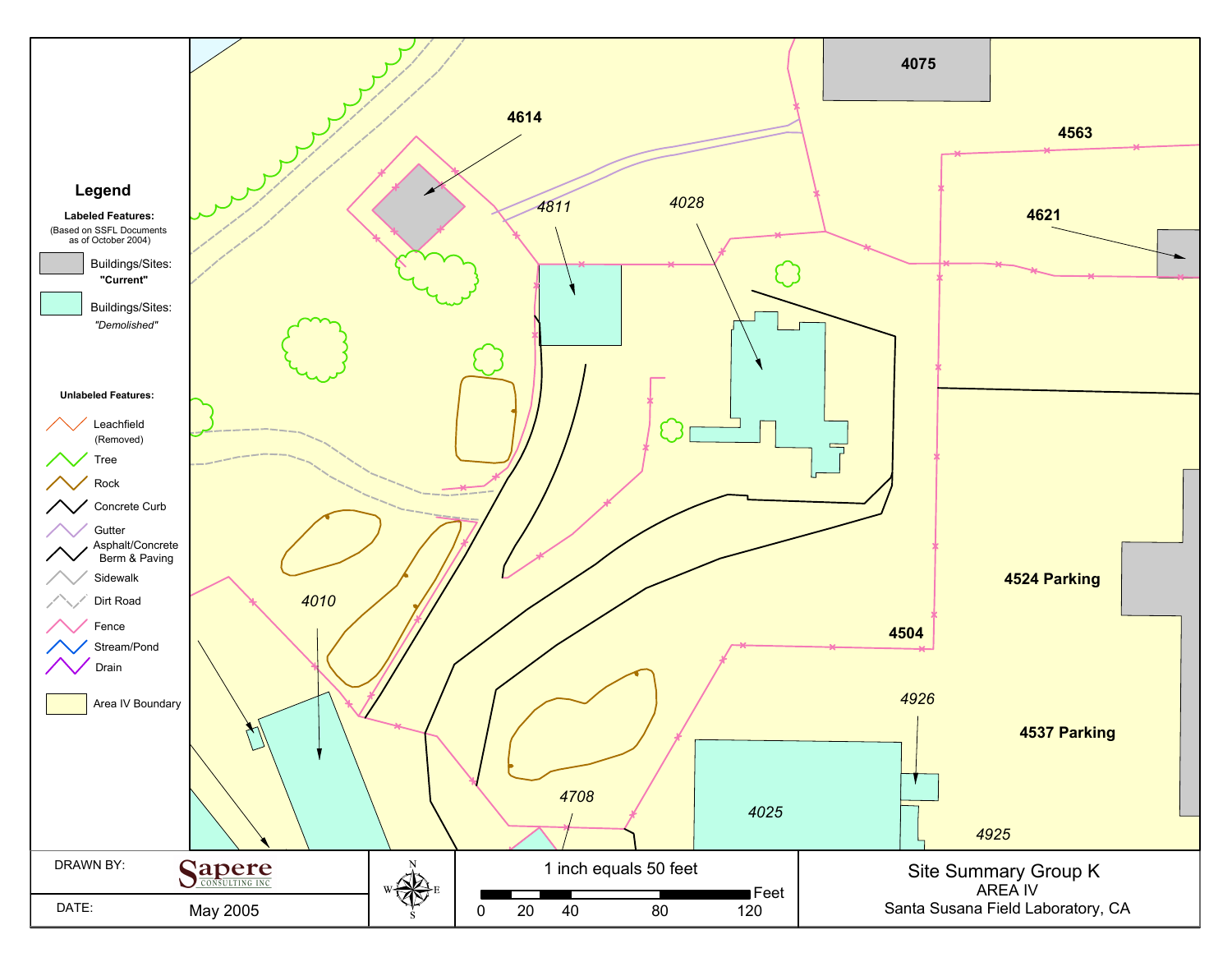4614

4811

4028

4075

4563

4621

4524 Parking

4504

4010

4926

4537 Parking

4708

4025

4925

## Legend

**Labeled Features:**
(Based on SSFL Documents as of October 2004)

Buildings/Sites: **"Current"**

Buildings/Sites: ***"Demolished"***

**Unlabeled Features:**

- Leachfield (Removed)
- Tree
- Rock
- Concrete Curb
- Gutter
- Asphalt/Concrete Berm & Paving
- Sidewalk
- Dirt Road
- Fence
- Stream/Pond
- Drain

Area IV Boundary

DRAWN BY: Sapere Consulting Inc

DATE: May 2005

N S E W

1 inch equals 50 feet

0 20 40 80 120 Feet

Site Summary Group K
AREA IV
Santa Susana Field Laboratory, CA